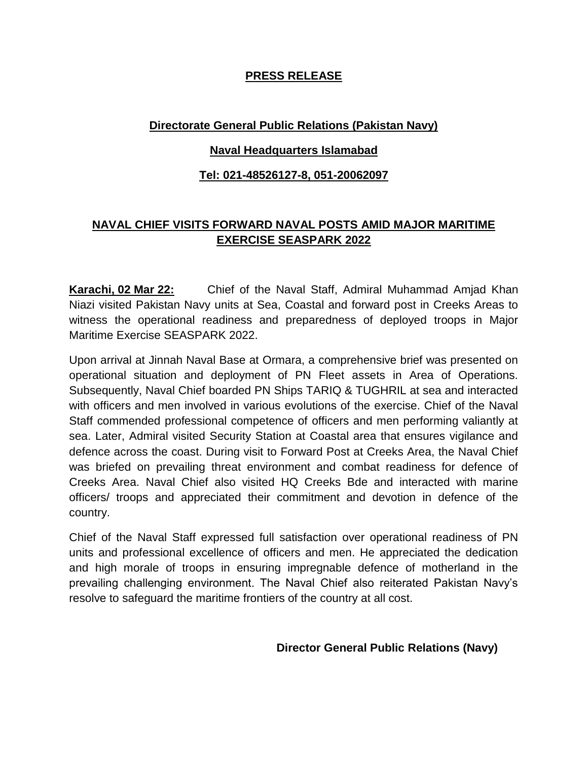**PRESS RELEASE**

**Directorate General Public Relations (Pakistan Navy)**

**Naval Headquarters Islamabad**

**Tel: 021-48526127-8, 051-20062097**

## NAVAL CHIEF VISITS FORWARD NAVAL POSTS AMID MAJOR MARITIME EXERCISE SEASPARK 2022

**Karachi, 02 Mar 22:** Chief of the Naval Staff, Admiral Muhammad Amjad Khan Niazi visited Pakistan Navy units at Sea, Coastal and forward post in Creeks Areas to witness the operational readiness and preparedness of deployed troops in Major Maritime Exercise SEASPARK 2022.

Upon arrival at Jinnah Naval Base at Ormara, a comprehensive brief was presented on operational situation and deployment of PN Fleet assets in Area of Operations. Subsequently, Naval Chief boarded PN Ships TARIQ & TUGHRIL at sea and interacted with officers and men involved in various evolutions of the exercise. Chief of the Naval Staff commended professional competence of officers and men performing valiantly at sea. Later, Admiral visited Security Station at Coastal area that ensures vigilance and defence across the coast. During visit to Forward Post at Creeks Area, the Naval Chief was briefed on prevailing threat environment and combat readiness for defence of Creeks Area. Naval Chief also visited HQ Creeks Bde and interacted with marine officers/ troops and appreciated their commitment and devotion in defence of the country.

Chief of the Naval Staff expressed full satisfaction over operational readiness of PN units and professional excellence of officers and men. He appreciated the dedication and high morale of troops in ensuring impregnable defence of motherland in the prevailing challenging environment. The Naval Chief also reiterated Pakistan Navy's resolve to safeguard the maritime frontiers of the country at all cost.

**Director General Public Relations (Navy)**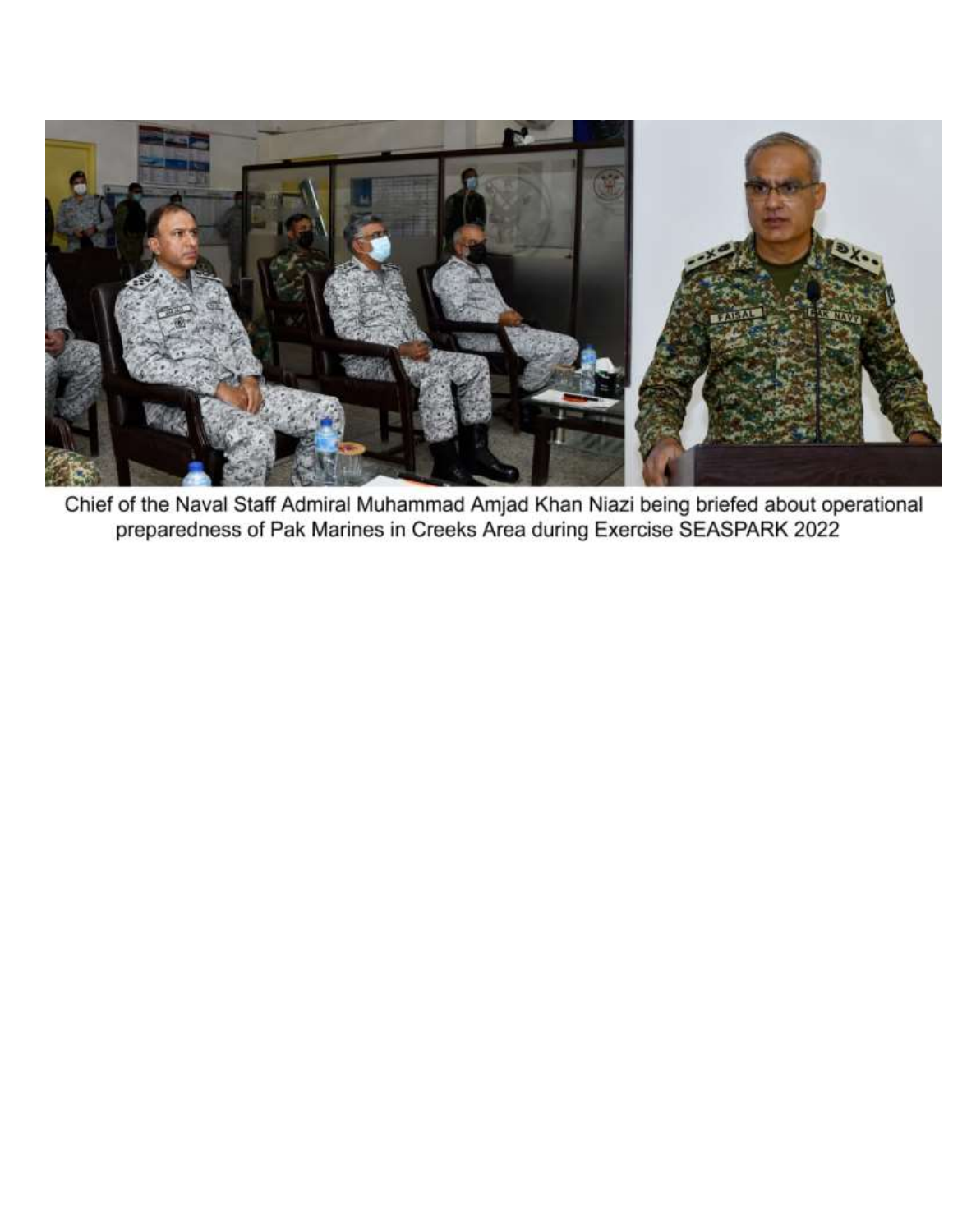Chief of the Naval Staff Admiral Muhammad Amjad Khan Niazi being briefed about operational preparedness of Pak Marines in Creeks Area during Exercise SEASPARK 2022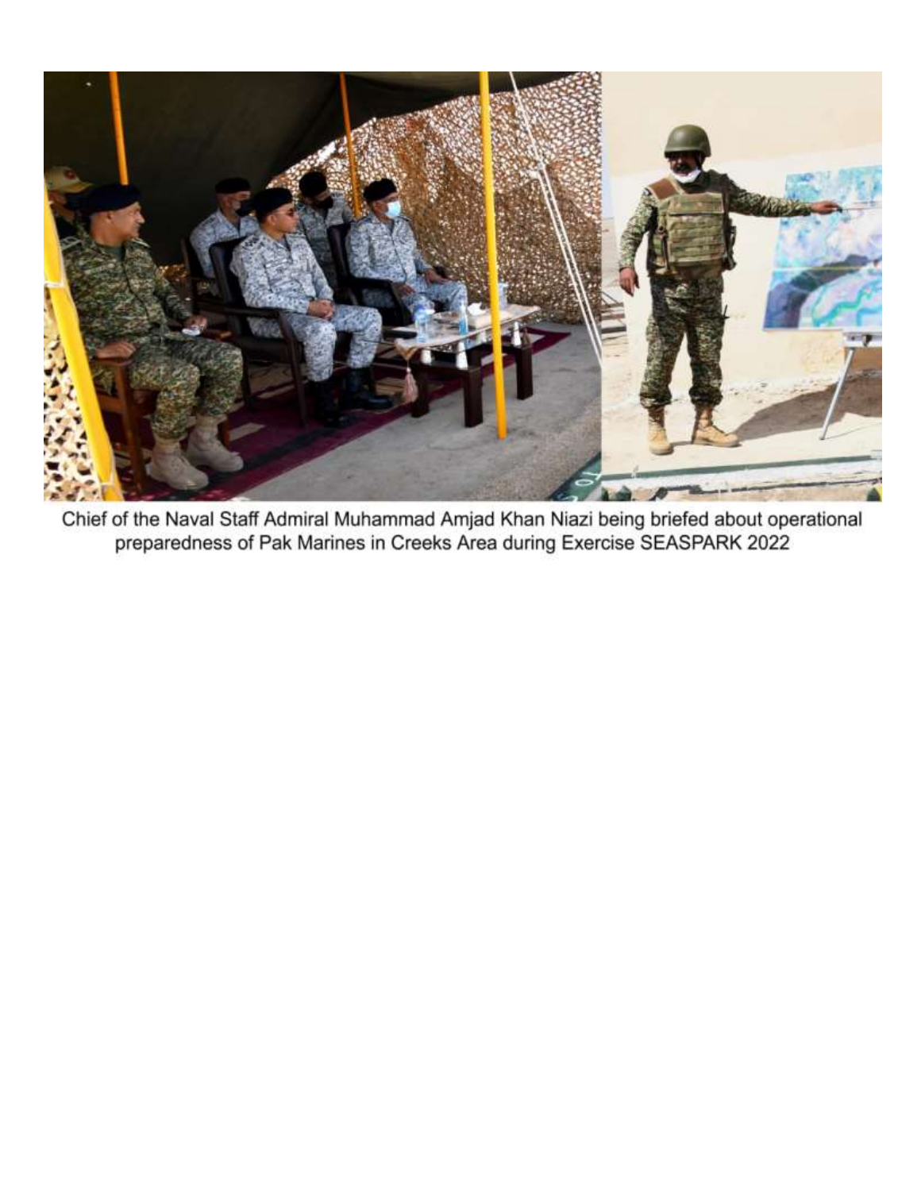Chief of the Naval Staff Admiral Muhammad Amjad Khan Niazi being briefed about operational preparedness of Pak Marines in Creeks Area during Exercise SEASPARK 2022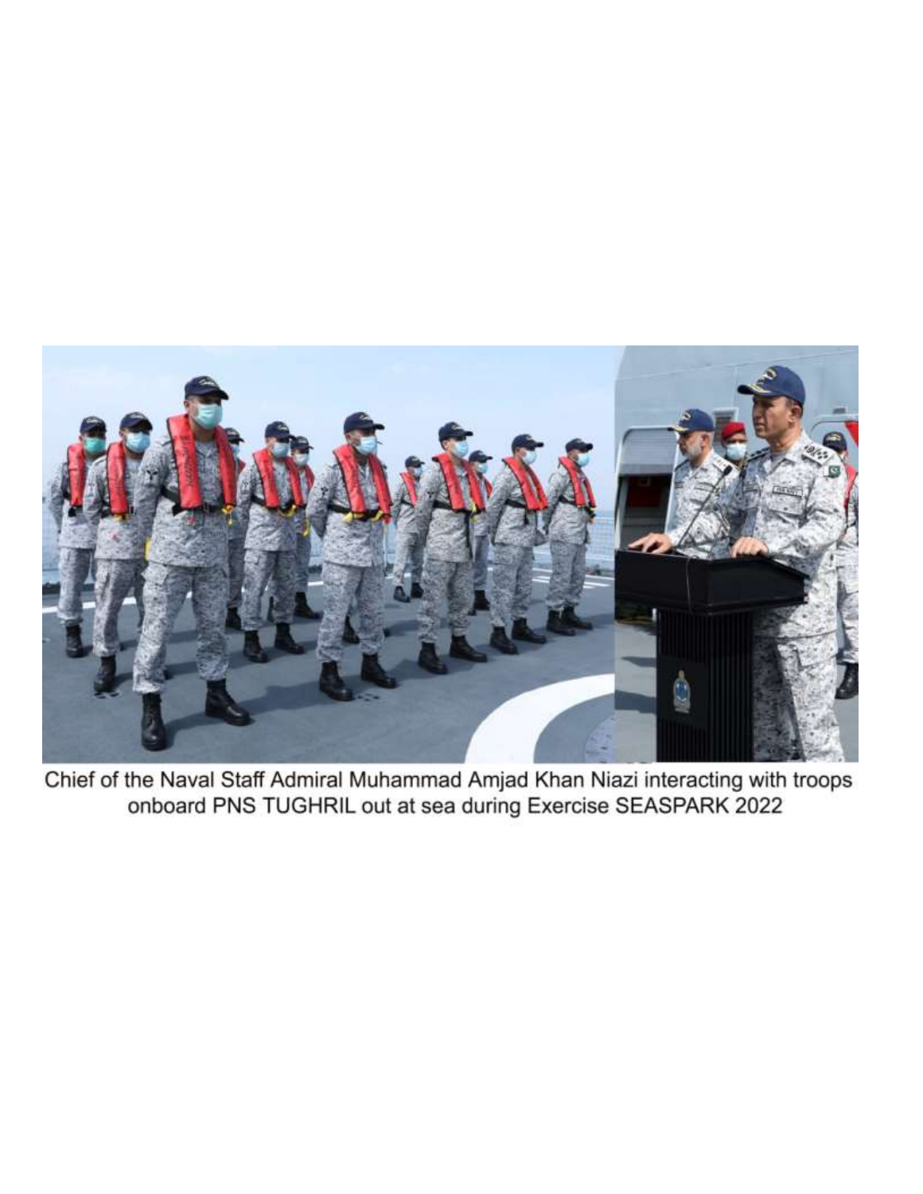Chief of the Naval Staff Admiral Muhammad Amjad Khan Niazi interacting with troops onboard PNS TUGHRIL out at sea during Exercise SEASPARK 2022